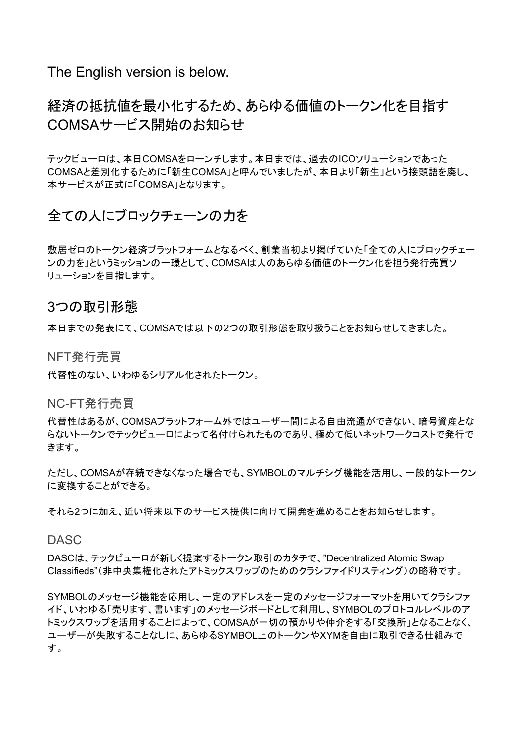The English version is below.

# 経済の抵抗値を最小化するため、あらゆる価値のトークン化を目指すCOMSAサービス開始のお知らせ

テックビューロは、本日COMSAをローンチします。本日までは、過去のICOソリューションであったCOMSAと差別化するために「新生COMSA」と呼んでいましたが、本日より「新生」という接頭語を廃し、本サービスが正式に「COMSA」となります。

## 全ての人にブロックチェーンの力を

敷居ゼロのトークン経済プラットフォームとなるべく、創業当初より掲げていた「全ての人にブロックチェーンの力を」というミッションの一環として、COMSAは人のあらゆる価値のトークン化を担う発行売買ソリューションを目指します。

## 3つの取引形態

本日までの発表にて、COMSAでは以下の2つの取引形態を取り扱うことをお知らせしてきました。

### NFT発行売買

代替性のない、いわゆるシリアル化されたトークン。

### NC-FT発行売買

代替性はあるが、COMSAプラットフォーム外ではユーザー間による自由流通ができない、暗号資産とならないトークンでテックビューロによって名付けられたものであり、極めて低いネットワークコストで発行できます。

ただし、COMSAが存続できなくなった場合でも、SYMBOLのマルチシグ機能を活用し、一般的なトークンに変換することができる。

それら2つに加え、近い将来以下のサービス提供に向けて開発を進めることをお知らせします。

### DASC

DASCは、テックビューロが新しく提案するトークン取引のカタチで、"Decentralized Atomic Swap Classifieds"（非中央集権化されたアトミックスワップのためのクラシファイドリスティング）の略称です。

SYMBOLのメッセージ機能を応用し、一定のアドレスを一定のメッセージフォーマットを用いてクラシファイド、いわゆる「売ります、書います」のメッセージボードとして利用し、SYMBOLのプロトコルレベルのアトミックスワップを活用することによって、COMSAが一切の預かりや仲介をする「交換所」となることなく、ユーザーが失敗することなしに、あらゆるSYMBOL上のトークンやXYMを自由に取引できる仕組みです。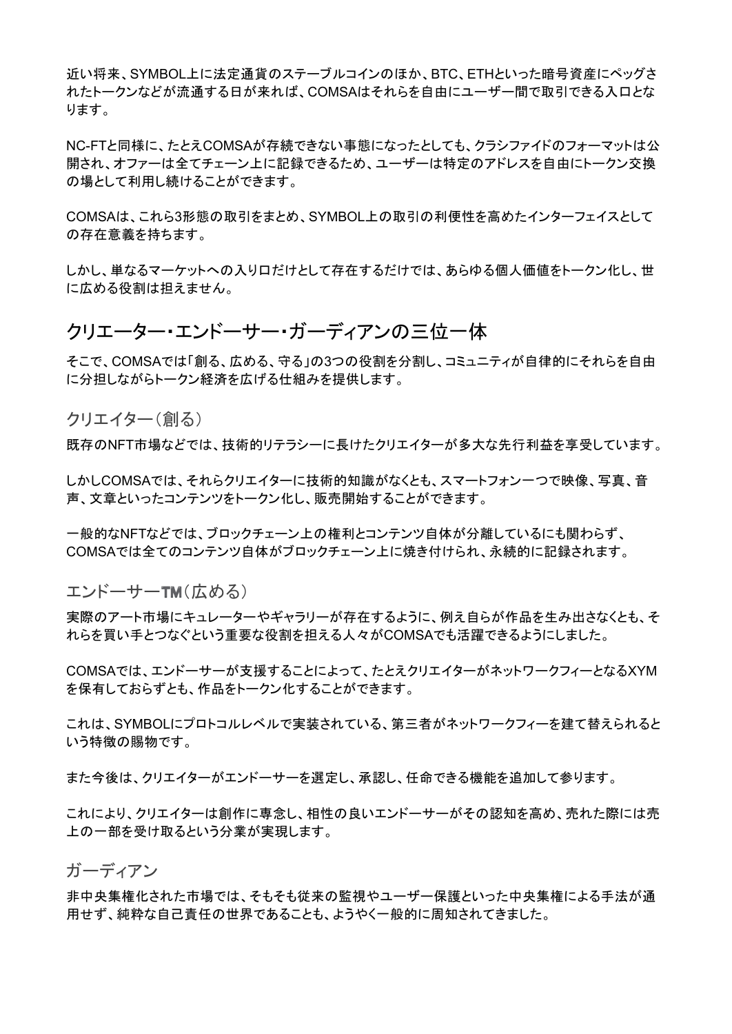近い将来、SYMBOL上に法定通貨のステーブルコインのほか、BTC、ETHといった暗号資産にペッグされたトークンなどが流通する日が来れば、COMSAはそれらを自由にユーザー間で取引できる入口となります。

NC-FTと同様に、たとえCOMSAが存続できない事態になったとしても、クラシファイドのフォーマットは公開され、オファーは全てチェーン上に記録できるため、ユーザーは特定のアドレスを自由にトークン交換の場として利用し続けることができます。

COMSAは、これら3形態の取引をまとめ、SYMBOL上の取引の利便性を高めたインターフェイスとしての存在意義を持ちます。

しかし、単なるマーケットへの入り口だけとして存在するだけでは、あらゆる個人価値をトークン化し、世に広める役割は担えません。

## クリエーター・エンドーサー・ガーディアンの三位一体

そこで、COMSAでは「創る、広める、守る」の3つの役割を分割し、コミュニティが自律的にそれらを自由に分担しながらトークン経済を広げる仕組みを提供します。

### クリエイター（創る）

既存のNFT市場などでは、技術的リテラシーに長けたクリエイターが多大な先行利益を享受しています。

しかしCOMSAでは、それらクリエイターに技術的知識がなくとも、スマートフォン一つで映像、写真、音声、文章といったコンテンツをトークン化し、販売開始することができます。

一般的なNFTなどでは、ブロックチェーン上の権利とコンテンツ自体が分離しているにも関わらず、COMSAでは全てのコンテンツ自体がブロックチェーン上に焼き付けられ、永続的に記録されます。

### エンドーサーTM（広める）

実際のアート市場にキュレーターやギャラリーが存在するように、例え自らが作品を生み出さなくとも、それらを買い手とつなぐという重要な役割を担える人々がCOMSAでも活躍できるようにしました。

COMSAでは、エンドーサーが支援することによって、たとえクリエイターがネットワークフィーとなるXYMを保有しておらずとも、作品をトークン化することができます。

これは、SYMBOLにプロトコルレベルで実装されている、第三者がネットワークフィーを建て替えられるという特徴の賜物です。

また今後は、クリエイターがエンドーサーを選定し、承認し、任命できる機能を追加して参ります。

これにより、クリエイターは創作に専念し、相性の良いエンドーサーがその認知を高め、売れた際には売上の一部を受け取るという分業が実現します。

### ガーディアン

非中央集権化された市場では、そもそも従来の監視やユーザー保護といった中央集権による手法が通用せず、純粋な自己責任の世界であることも、ようやく一般的に周知されてきました。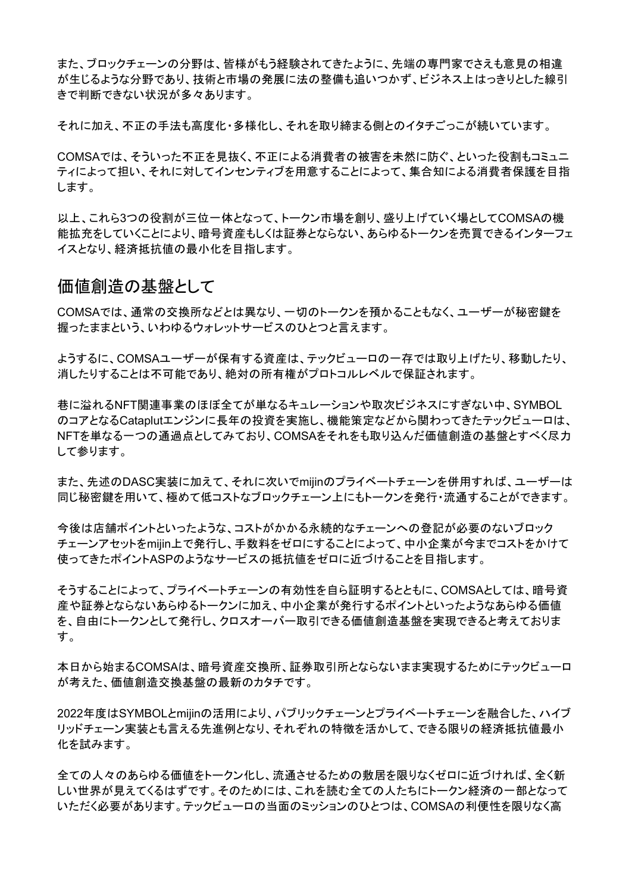また、ブロックチェーンの分野は、皆様がもう経験されてきたように、先端の専門家でさえも意見の相違が生じるような分野であり、技術と市場の発展に法の整備も追いつかず、ビジネス上はっきりとした線引きで判断できない状況が多々あります。

それに加え、不正の手法も高度化・多様化し、それを取り締まる側とのイタチごっこが続いています。

COMSAでは、そういった不正を見抜く、不正による消費者の被害を未然に防ぐ、といった役割もコミュニティによって担い、それに対してインセンティブを用意することによって、集合知による消費者保護を目指します。

以上、これら3つの役割が三位一体となって、トークン市場を創り、盛り上げていく場としてCOMSAの機能拡充をしていくことにより、暗号資産もしくは証券とならない、あらゆるトークンを売買できるインターフェイスとなり、経済抵抗値の最小化を目指します。

## 価値創造の基盤として

COMSAでは、通常の交換所などとは異なり、一切のトークンを預かることもなく、ユーザーが秘密鍵を握ったままという、いわゆるウォレットサービスのひとつと言えます。

ようするに、COMSAユーザーが保有する資産は、テックビューロの一存では取り上げたり、移動したり、消したりすることは不可能であり、絶対の所有権がプロトコルレベルで保証されます。

巷に溢れるNFT関連事業のほぼ全てが単なるキュレーションや取次ビジネスにすぎない中、SYMBOLのコアとなるCataplutエンジンに長年の投資を実施し、機能策定などから関わってきたテックビューロは、NFTを単なる一つの通過点としてみており、COMSAをそれをも取り込んだ価値創造の基盤とすべく尽力して参ります。

また、先述のDASC実装に加えて、それに次いでmijinのプライベートチェーンを併用すれば、ユーザーは同じ秘密鍵を用いて、極めて低コストなブロックチェーン上にもトークンを発行・流通することができます。

今後は店舗ポイントといったような、コストがかかる永続的なチェーンへの登記が必要のないブロックチェーンアセットをmijin上で発行し、手数料をゼロにすることによって、中小企業が今までコストをかけて使ってきたポイントASPのようなサービスの抵抗値をゼロに近づけることを目指します。

そうすることによって、プライベートチェーンの有効性を自ら証明するとともに、COMSAとしては、暗号資産や証券とならないあらゆるトークンに加え、中小企業が発行するポイントといったようなあらゆる価値を、自由にトークンとして発行し、クロスオーバー取引できる価値創造基盤を実現できると考えております。

本日から始まるCOMSAは、暗号資産交換所、証券取引所とならないまま実現するためにテックビューロが考えた、価値創造交換基盤の最新のカタチです。

2022年度はSYMBOLとmijinの活用により、パブリックチェーンとプライベートチェーンを融合した、ハイブリッドチェーン実装とも言える先進例となり、それぞれの特徴を活かして、できる限りの経済抵抗値最小化を試みます。

全ての人々のあらゆる価値をトークン化し、流通させるための敷居を限りなくゼロに近づければ、全く新しい世界が見えてくるはずです。そのためには、これを読む全ての人たちにトークン経済の一部となっていただく必要があります。テックビューロの当面のミッションのひとつは、COMSAの利便性を限りなく高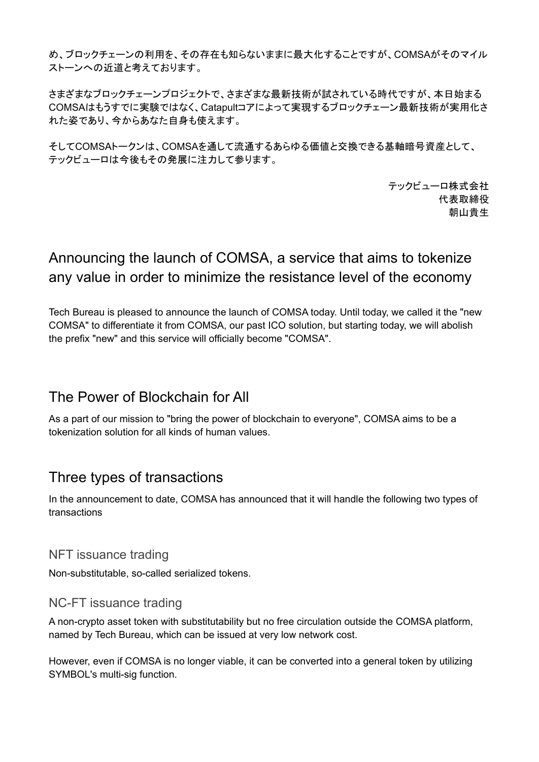め、ブロックチェーンの利用を、その存在も知らないままに最大化することですが、COMSAがそのマイルストーンへの近道と考えております。

さまざまなブロックチェーンプロジェクトで、さまざまな最新技術が試されている時代ですが、本日始まるCOMSAはもうすでに実験ではなく、Catapultコアによって実現するブロックチェーン最新技術が実用化された姿であり、今からあなた自身も使えます。

そしてCOMSAトークンは、COMSAを通して流通するあらゆる価値と交換できる基軸暗号資産として、テックビューロは今後もその発展に注力して参ります。

テックビューロ株式会社
代表取締役
朝山貴生

## Announcing the launch of COMSA, a service that aims to tokenize any value in order to minimize the resistance level of the economy

Tech Bureau is pleased to announce the launch of COMSA today. Until today, we called it the "new COMSA" to differentiate it from COMSA, our past ICO solution, but starting today, we will abolish the prefix "new" and this service will officially become "COMSA".

## The Power of Blockchain for All

As a part of our mission to "bring the power of blockchain to everyone", COMSA aims to be a tokenization solution for all kinds of human values.

## Three types of transactions

In the announcement to date, COMSA has announced that it will handle the following two types of transactions

### NFT issuance trading

Non-substitutable, so-called serialized tokens.

### NC-FT issuance trading

A non-crypto asset token with substitutability but no free circulation outside the COMSA platform, named by Tech Bureau, which can be issued at very low network cost.

However, even if COMSA is no longer viable, it can be converted into a general token by utilizing SYMBOL's multi-sig function.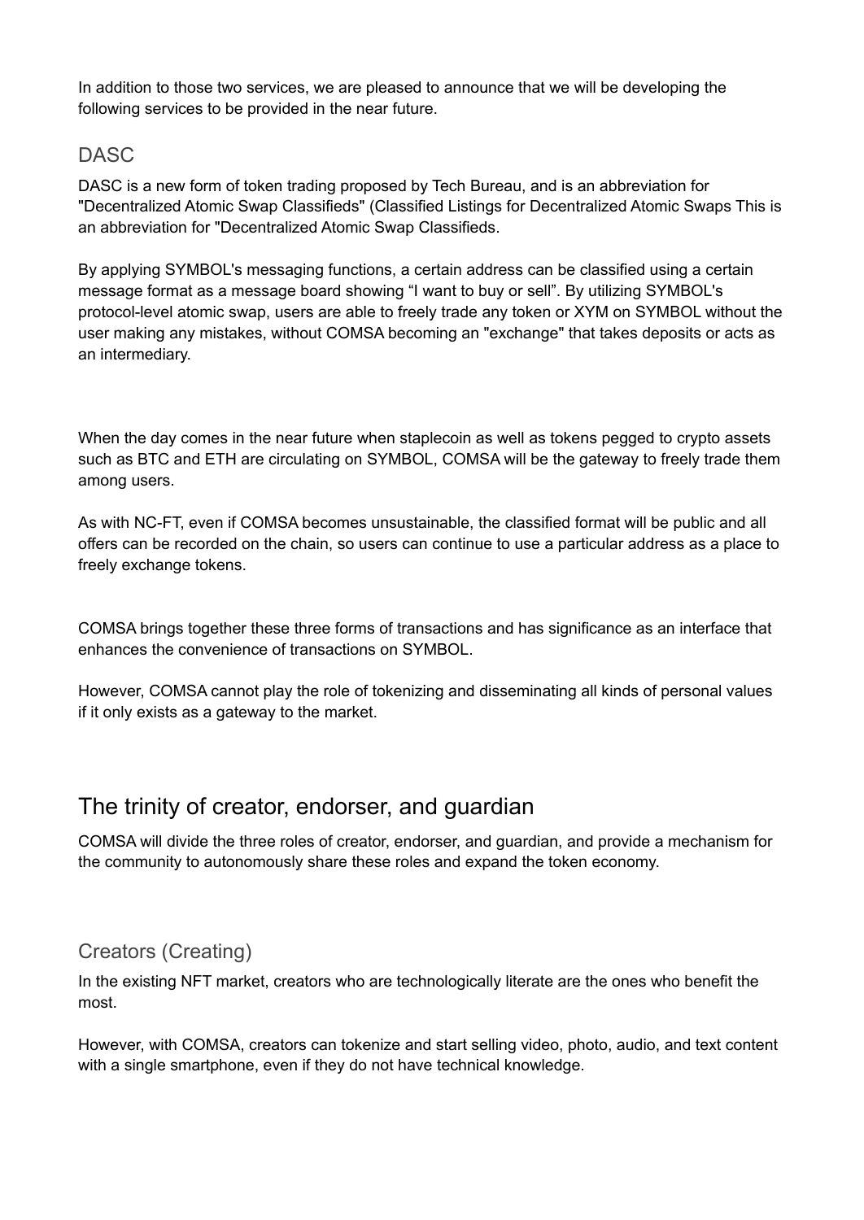In addition to those two services, we are pleased to announce that we will be developing the following services to be provided in the near future.

### DASC

DASC is a new form of token trading proposed by Tech Bureau, and is an abbreviation for "Decentralized Atomic Swap Classifieds" (Classified Listings for Decentralized Atomic Swaps This is an abbreviation for "Decentralized Atomic Swap Classifieds.

By applying SYMBOL's messaging functions, a certain address can be classified using a certain message format as a message board showing "I want to buy or sell". By utilizing SYMBOL's protocol-level atomic swap, users are able to freely trade any token or XYM on SYMBOL without the user making any mistakes, without COMSA becoming an "exchange" that takes deposits or acts as an intermediary.

When the day comes in the near future when staplecoin as well as tokens pegged to crypto assets such as BTC and ETH are circulating on SYMBOL, COMSA will be the gateway to freely trade them among users.

As with NC-FT, even if COMSA becomes unsustainable, the classified format will be public and all offers can be recorded on the chain, so users can continue to use a particular address as a place to freely exchange tokens.

COMSA brings together these three forms of transactions and has significance as an interface that enhances the convenience of transactions on SYMBOL.

However, COMSA cannot play the role of tokenizing and disseminating all kinds of personal values if it only exists as a gateway to the market.

## The trinity of creator, endorser, and guardian

COMSA will divide the three roles of creator, endorser, and guardian, and provide a mechanism for the community to autonomously share these roles and expand the token economy.

### Creators (Creating)

In the existing NFT market, creators who are technologically literate are the ones who benefit the most.

However, with COMSA, creators can tokenize and start selling video, photo, audio, and text content with a single smartphone, even if they do not have technical knowledge.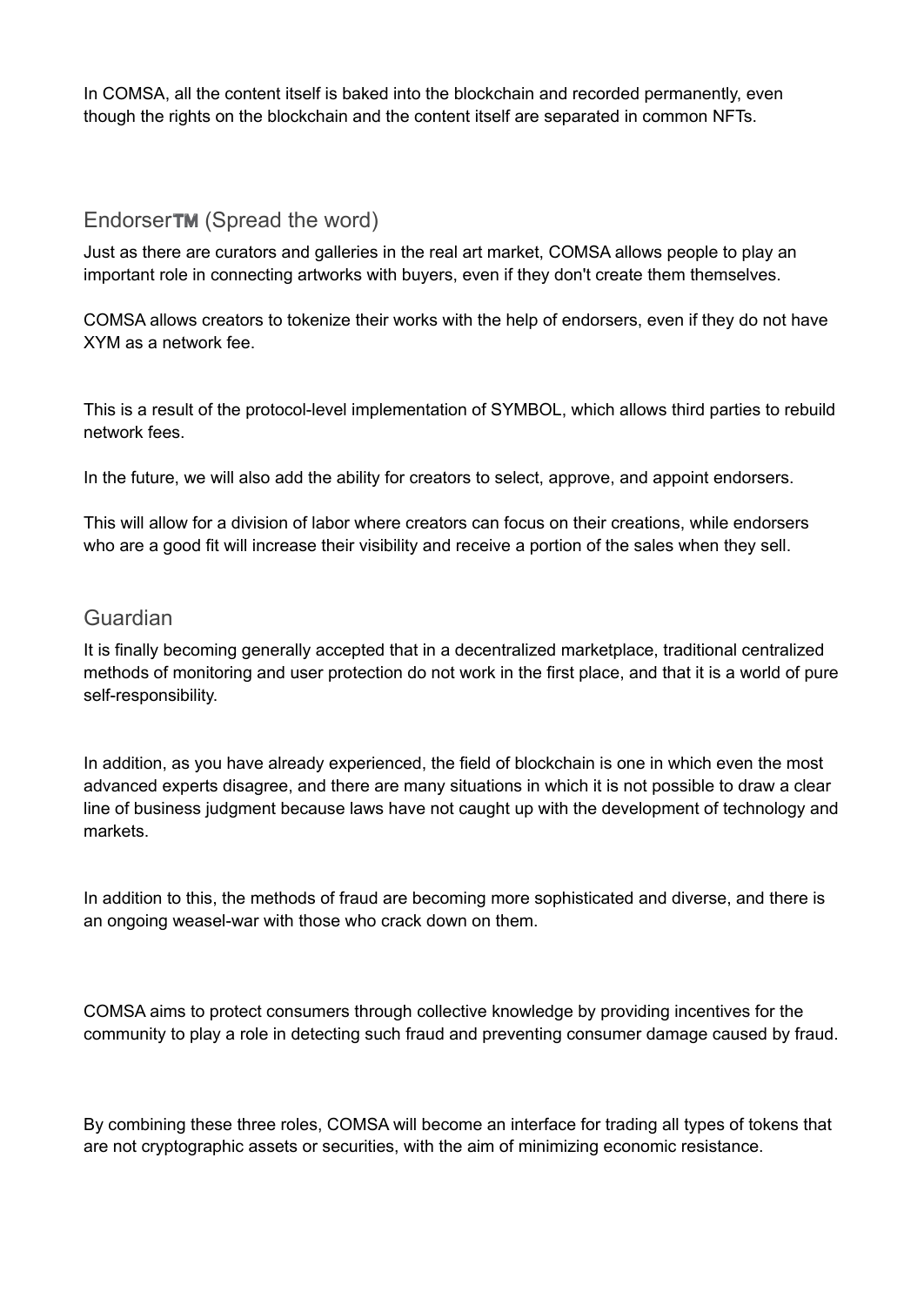In COMSA, all the content itself is baked into the blockchain and recorded permanently, even though the rights on the blockchain and the content itself are separated in common NFTs.

## Endorser™ (Spread the word)

Just as there are curators and galleries in the real art market, COMSA allows people to play an important role in connecting artworks with buyers, even if they don't create them themselves.

COMSA allows creators to tokenize their works with the help of endorsers, even if they do not have XYM as a network fee.

This is a result of the protocol-level implementation of SYMBOL, which allows third parties to rebuild network fees.

In the future, we will also add the ability for creators to select, approve, and appoint endorsers.

This will allow for a division of labor where creators can focus on their creations, while endorsers who are a good fit will increase their visibility and receive a portion of the sales when they sell.

## Guardian

It is finally becoming generally accepted that in a decentralized marketplace, traditional centralized methods of monitoring and user protection do not work in the first place, and that it is a world of pure self-responsibility.

In addition, as you have already experienced, the field of blockchain is one in which even the most advanced experts disagree, and there are many situations in which it is not possible to draw a clear line of business judgment because laws have not caught up with the development of technology and markets.

In addition to this, the methods of fraud are becoming more sophisticated and diverse, and there is an ongoing weasel-war with those who crack down on them.

COMSA aims to protect consumers through collective knowledge by providing incentives for the community to play a role in detecting such fraud and preventing consumer damage caused by fraud.

By combining these three roles, COMSA will become an interface for trading all types of tokens that are not cryptographic assets or securities, with the aim of minimizing economic resistance.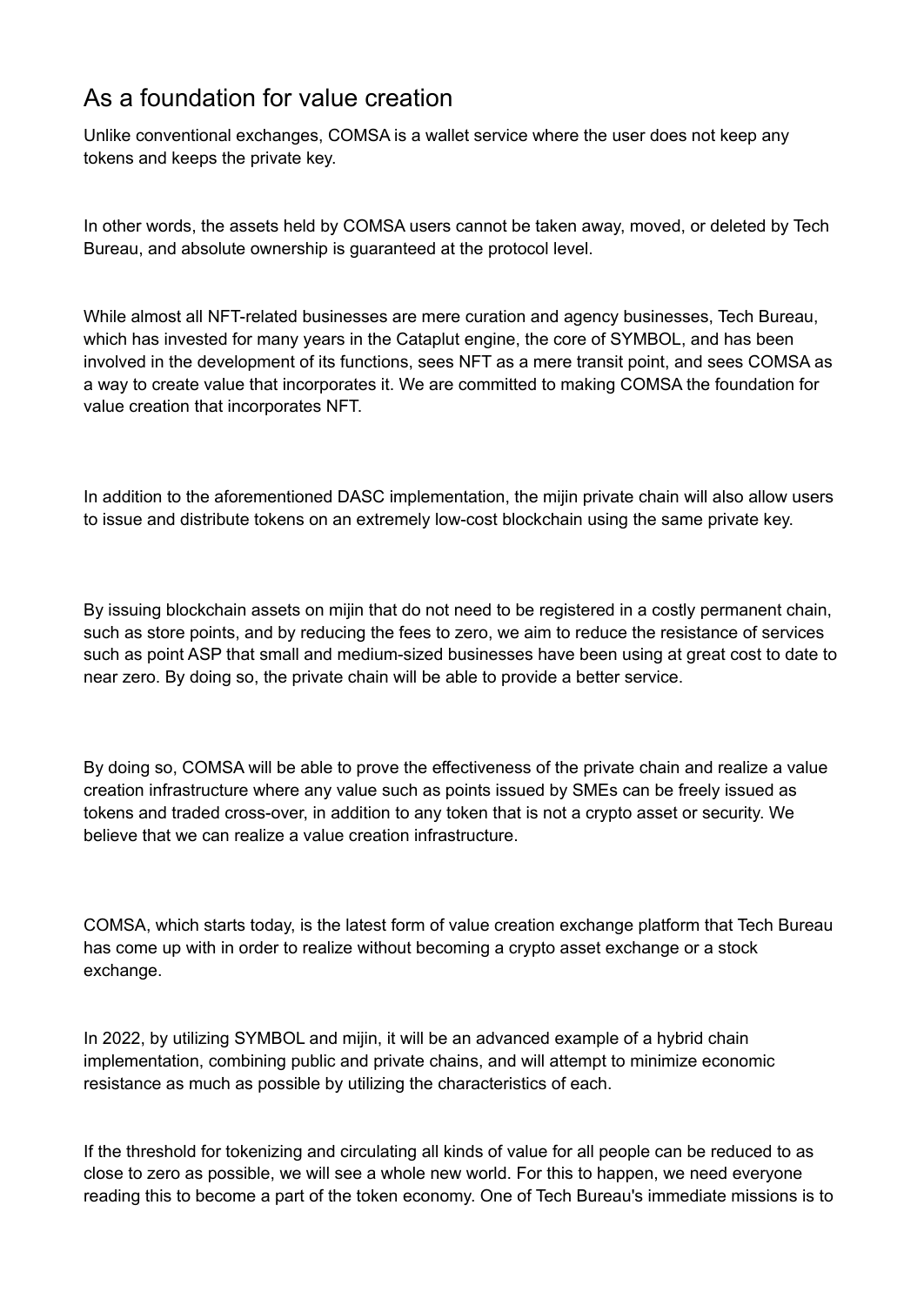## As a foundation for value creation

Unlike conventional exchanges, COMSA is a wallet service where the user does not keep any tokens and keeps the private key.

In other words, the assets held by COMSA users cannot be taken away, moved, or deleted by Tech Bureau, and absolute ownership is guaranteed at the protocol level.

While almost all NFT-related businesses are mere curation and agency businesses, Tech Bureau, which has invested for many years in the Cataplut engine, the core of SYMBOL, and has been involved in the development of its functions, sees NFT as a mere transit point, and sees COMSA as a way to create value that incorporates it. We are committed to making COMSA the foundation for value creation that incorporates NFT.

In addition to the aforementioned DASC implementation, the mijin private chain will also allow users to issue and distribute tokens on an extremely low-cost blockchain using the same private key.

By issuing blockchain assets on mijin that do not need to be registered in a costly permanent chain, such as store points, and by reducing the fees to zero, we aim to reduce the resistance of services such as point ASP that small and medium-sized businesses have been using at great cost to date to near zero. By doing so, the private chain will be able to provide a better service.

By doing so, COMSA will be able to prove the effectiveness of the private chain and realize a value creation infrastructure where any value such as points issued by SMEs can be freely issued as tokens and traded cross-over, in addition to any token that is not a crypto asset or security. We believe that we can realize a value creation infrastructure.

COMSA, which starts today, is the latest form of value creation exchange platform that Tech Bureau has come up with in order to realize without becoming a crypto asset exchange or a stock exchange.

In 2022, by utilizing SYMBOL and mijin, it will be an advanced example of a hybrid chain implementation, combining public and private chains, and will attempt to minimize economic resistance as much as possible by utilizing the characteristics of each.

If the threshold for tokenizing and circulating all kinds of value for all people can be reduced to as close to zero as possible, we will see a whole new world. For this to happen, we need everyone reading this to become a part of the token economy. One of Tech Bureau's immediate missions is to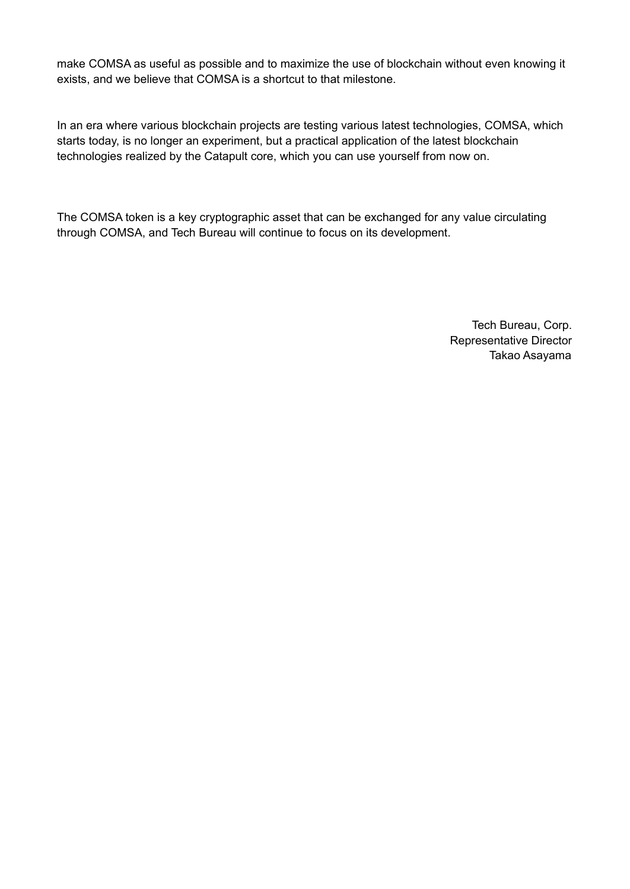make COMSA as useful as possible and to maximize the use of blockchain without even knowing it exists, and we believe that COMSA is a shortcut to that milestone.

In an era where various blockchain projects are testing various latest technologies, COMSA, which starts today, is no longer an experiment, but a practical application of the latest blockchain technologies realized by the Catapult core, which you can use yourself from now on.

The COMSA token is a key cryptographic asset that can be exchanged for any value circulating through COMSA, and Tech Bureau will continue to focus on its development.

Tech Bureau, Corp.
Representative Director
Takao Asayama